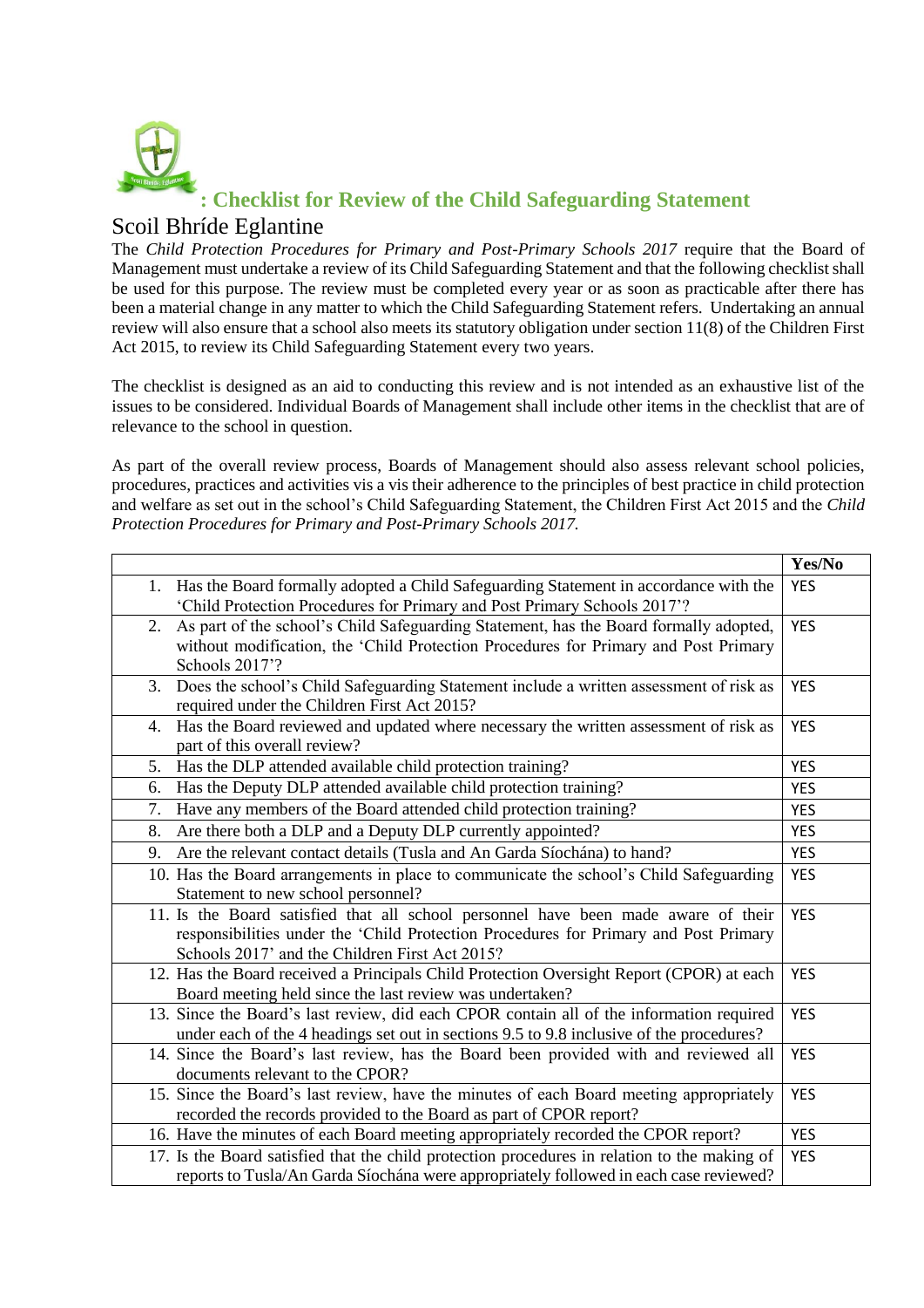## : Checklist for Review of the Child Safeguarding Statement

Scoil Bhríde Eglantine

The *Child Protection Procedures for Primary and Post-Primary Schools 2017* require that the Board of Management must undertake a review of its Child Safeguarding Statement and that the following checklist shall be used for this purpose. The review must be completed every year or as soon as practicable after there has been a material change in any matter to which the Child Safeguarding Statement refers. Undertaking an annual review will also ensure that a school also meets its statutory obligation under section 11(8) of the Children First Act 2015, to review its Child Safeguarding Statement every two years.

The checklist is designed as an aid to conducting this review and is not intended as an exhaustive list of the issues to be considered. Individual Boards of Management shall include other items in the checklist that are of relevance to the school in question.

As part of the overall review process, Boards of Management should also assess relevant school policies, procedures, practices and activities vis a vis their adherence to the principles of best practice in child protection and welfare as set out in the school's Child Safeguarding Statement, the Children First Act 2015 and the *Child Protection Procedures for Primary and Post-Primary Schools 2017.*

| | Yes/No |
|---|---|
| 1. Has the Board formally adopted a Child Safeguarding Statement in accordance with the 'Child Protection Procedures for Primary and Post Primary Schools 2017'? | YES |
| 2. As part of the school's Child Safeguarding Statement, has the Board formally adopted, without modification, the 'Child Protection Procedures for Primary and Post Primary Schools 2017'? | YES |
| 3. Does the school's Child Safeguarding Statement include a written assessment of risk as required under the Children First Act 2015? | YES |
| 4. Has the Board reviewed and updated where necessary the written assessment of risk as part of this overall review? | YES |
| 5. Has the DLP attended available child protection training? | YES |
| 6. Has the Deputy DLP attended available child protection training? | YES |
| 7. Have any members of the Board attended child protection training? | YES |
| 8. Are there both a DLP and a Deputy DLP currently appointed? | YES |
| 9. Are the relevant contact details (Tusla and An Garda Síochána) to hand? | YES |
| 10. Has the Board arrangements in place to communicate the school's Child Safeguarding Statement to new school personnel? | YES |
| 11. Is the Board satisfied that all school personnel have been made aware of their responsibilities under the 'Child Protection Procedures for Primary and Post Primary Schools 2017' and the Children First Act 2015? | YES |
| 12. Has the Board received a Principals Child Protection Oversight Report (CPOR) at each Board meeting held since the last review was undertaken? | YES |
| 13. Since the Board's last review, did each CPOR contain all of the information required under each of the 4 headings set out in sections 9.5 to 9.8 inclusive of the procedures? | YES |
| 14. Since the Board's last review, has the Board been provided with and reviewed all documents relevant to the CPOR? | YES |
| 15. Since the Board's last review, have the minutes of each Board meeting appropriately recorded the records provided to the Board as part of CPOR report? | YES |
| 16. Have the minutes of each Board meeting appropriately recorded the CPOR report? | YES |
| 17. Is the Board satisfied that the child protection procedures in relation to the making of reports to Tusla/An Garda Síochána were appropriately followed in each case reviewed? | YES |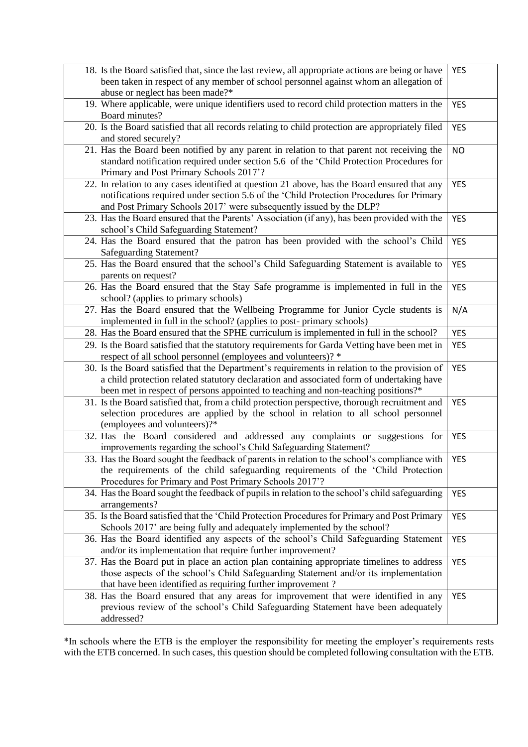| | |
|---|---|
| 18. Is the Board satisfied that, since the last review, all appropriate actions are being or have been taken in respect of any member of school personnel against whom an allegation of abuse or neglect has been made?* | YES |
| 19. Where applicable, were unique identifiers used to record child protection matters in the Board minutes? | YES |
| 20. Is the Board satisfied that all records relating to child protection are appropriately filed and stored securely? | YES |
| 21. Has the Board been notified by any parent in relation to that parent not receiving the standard notification required under section 5.6 of the 'Child Protection Procedures for Primary and Post Primary Schools 2017'? | NO |
| 22. In relation to any cases identified at question 21 above, has the Board ensured that any notifications required under section 5.6 of the 'Child Protection Procedures for Primary and Post Primary Schools 2017' were subsequently issued by the DLP? | YES |
| 23. Has the Board ensured that the Parents' Association (if any), has been provided with the school's Child Safeguarding Statement? | YES |
| 24. Has the Board ensured that the patron has been provided with the school's Child Safeguarding Statement? | YES |
| 25. Has the Board ensured that the school's Child Safeguarding Statement is available to parents on request? | YES |
| 26. Has the Board ensured that the Stay Safe programme is implemented in full in the school? (applies to primary schools) | YES |
| 27. Has the Board ensured that the Wellbeing Programme for Junior Cycle students is implemented in full in the school? (applies to post- primary schools) | N/A |
| 28. Has the Board ensured that the SPHE curriculum is implemented in full in the school? | YES |
| 29. Is the Board satisfied that the statutory requirements for Garda Vetting have been met in respect of all school personnel (employees and volunteers)? * | YES |
| 30. Is the Board satisfied that the Department's requirements in relation to the provision of a child protection related statutory declaration and associated form of undertaking have been met in respect of persons appointed to teaching and non-teaching positions?* | YES |
| 31. Is the Board satisfied that, from a child protection perspective, thorough recruitment and selection procedures are applied by the school in relation to all school personnel (employees and volunteers)?* | YES |
| 32. Has the Board considered and addressed any complaints or suggestions for improvements regarding the school's Child Safeguarding Statement? | YES |
| 33. Has the Board sought the feedback of parents in relation to the school's compliance with the requirements of the child safeguarding requirements of the 'Child Protection Procedures for Primary and Post Primary Schools 2017'? | YES |
| 34. Has the Board sought the feedback of pupils in relation to the school's child safeguarding arrangements? | YES |
| 35. Is the Board satisfied that the 'Child Protection Procedures for Primary and Post Primary Schools 2017' are being fully and adequately implemented by the school? | YES |
| 36. Has the Board identified any aspects of the school's Child Safeguarding Statement and/or its implementation that require further improvement? | YES |
| 37. Has the Board put in place an action plan containing appropriate timelines to address those aspects of the school's Child Safeguarding Statement and/or its implementation that have been identified as requiring further improvement ? | YES |
| 38. Has the Board ensured that any areas for improvement that were identified in any previous review of the school's Child Safeguarding Statement have been adequately addressed? | YES |

*In schools where the ETB is the employer the responsibility for meeting the employer's requirements rests with the ETB concerned. In such cases, this question should be completed following consultation with the ETB.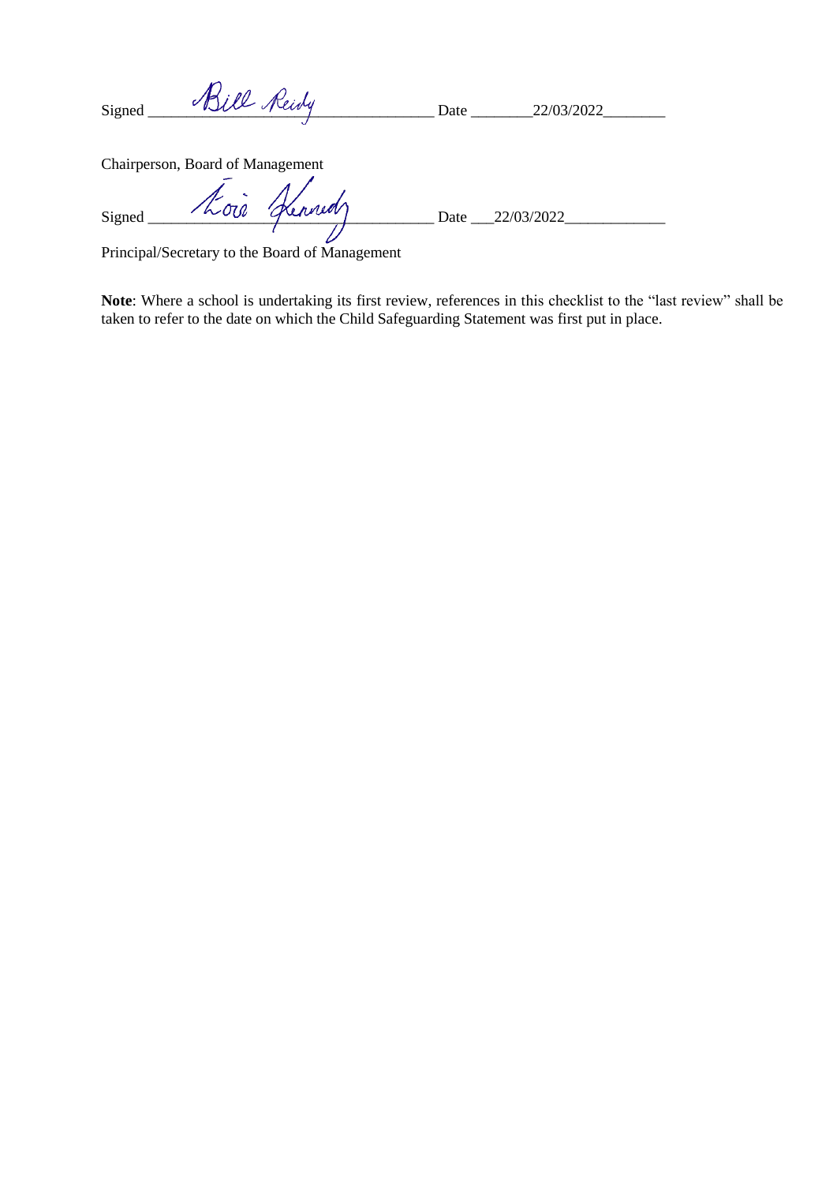Signed _Bill Reidy_ Date 22/03/2022

Chairperson, Board of Management

Signed _Eoin Kennedy_ Date 22/03/2022

Principal/Secretary to the Board of Management

**Note**: Where a school is undertaking its first review, references in this checklist to the "last review" shall be taken to refer to the date on which the Child Safeguarding Statement was first put in place.